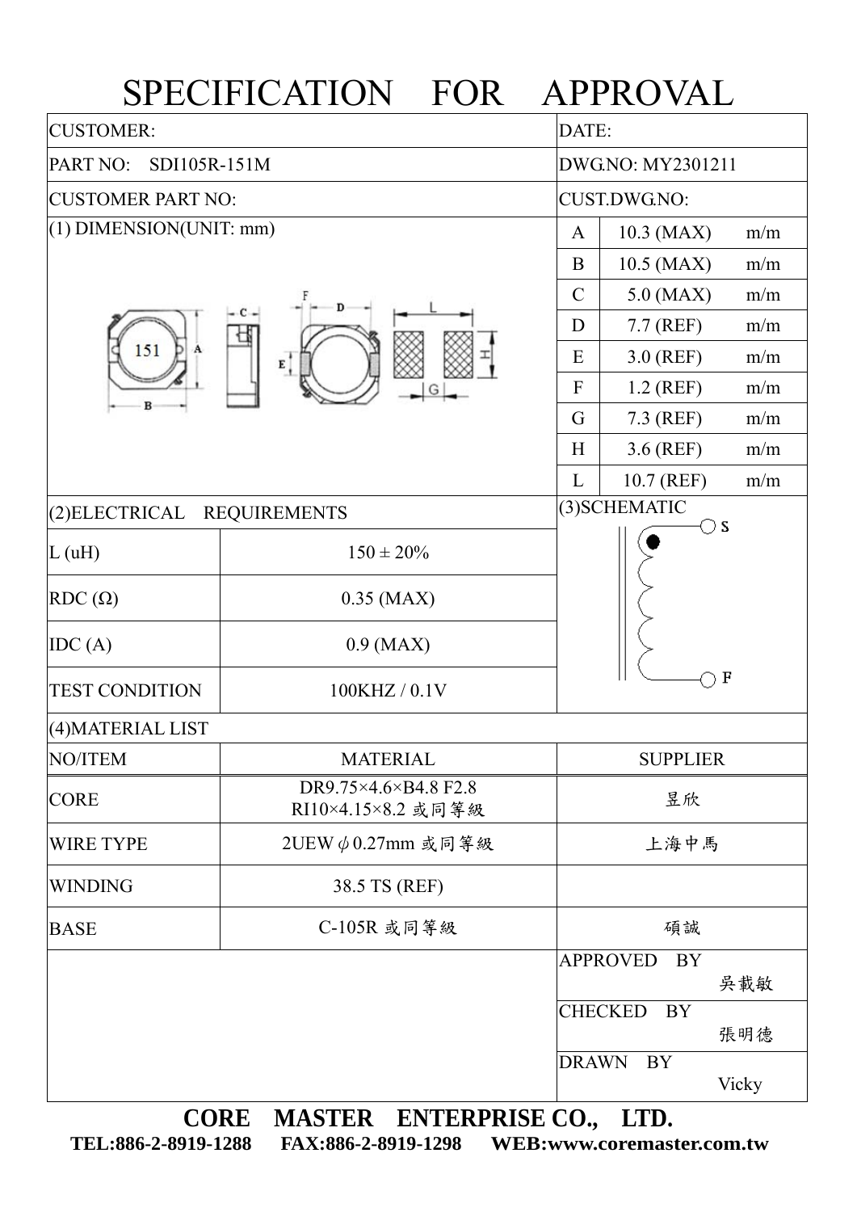# SPECIFICATION FOR APPROVAL

| CUSTOMER: | DATE: |
|---|---|
| PART NO: SDI105R-151M | DWG.NO: MY2301211 |
| CUSTOMER PART NO: | CUST.DWG.NO: |

## (1) DIMENSION(UNIT: mm)

| | | |
|---|---|---|
| A | 10.3 (MAX) | m/m |
| B | 10.5 (MAX) | m/m |
| C | 5.0 (MAX) | m/m |
| D | 7.7 (REF) | m/m |
| E | 3.0 (REF) | m/m |
| F | 1.2 (REF) | m/m |
| G | 7.3 (REF) | m/m |
| H | 3.6 (REF) | m/m |
| L | 10.7 (REF) | m/m |

## (2)ELECTRICAL REQUIREMENTS

| | |
|---|---|
| L (uH) | 150 ± 20% |
| RDC (Ω) | 0.35 (MAX) |
| IDC (A) | 0.9 (MAX) |
| TEST CONDITION | 100KHZ / 0.1V |

## (3)SCHEMATIC

S

F

## (4)MATERIAL LIST

| NO/ITEM | MATERIAL | SUPPLIER |
|---|---|---|
| CORE | DR9.75×4.6×B4.8 F2.8<br>RI10×4.15×8.2 或同等級 | 昱欣 |
| WIRE TYPE | 2UEW ψ0.27mm 或同等級 | 上海中馬 |
| WINDING | 38.5 TS (REF) | |
| BASE | C-105R 或同等級 | 碩誠 |

| | |
|---|---|
| APPROVED BY | 吳載敏 |
| CHECKED BY | 張明德 |
| DRAWN BY | Vicky |

**CORE MASTER ENTERPRISE CO., LTD.**

**TEL:886-2-8919-1288 FAX:886-2-8919-1298 WEB:www.coremaster.com.tw**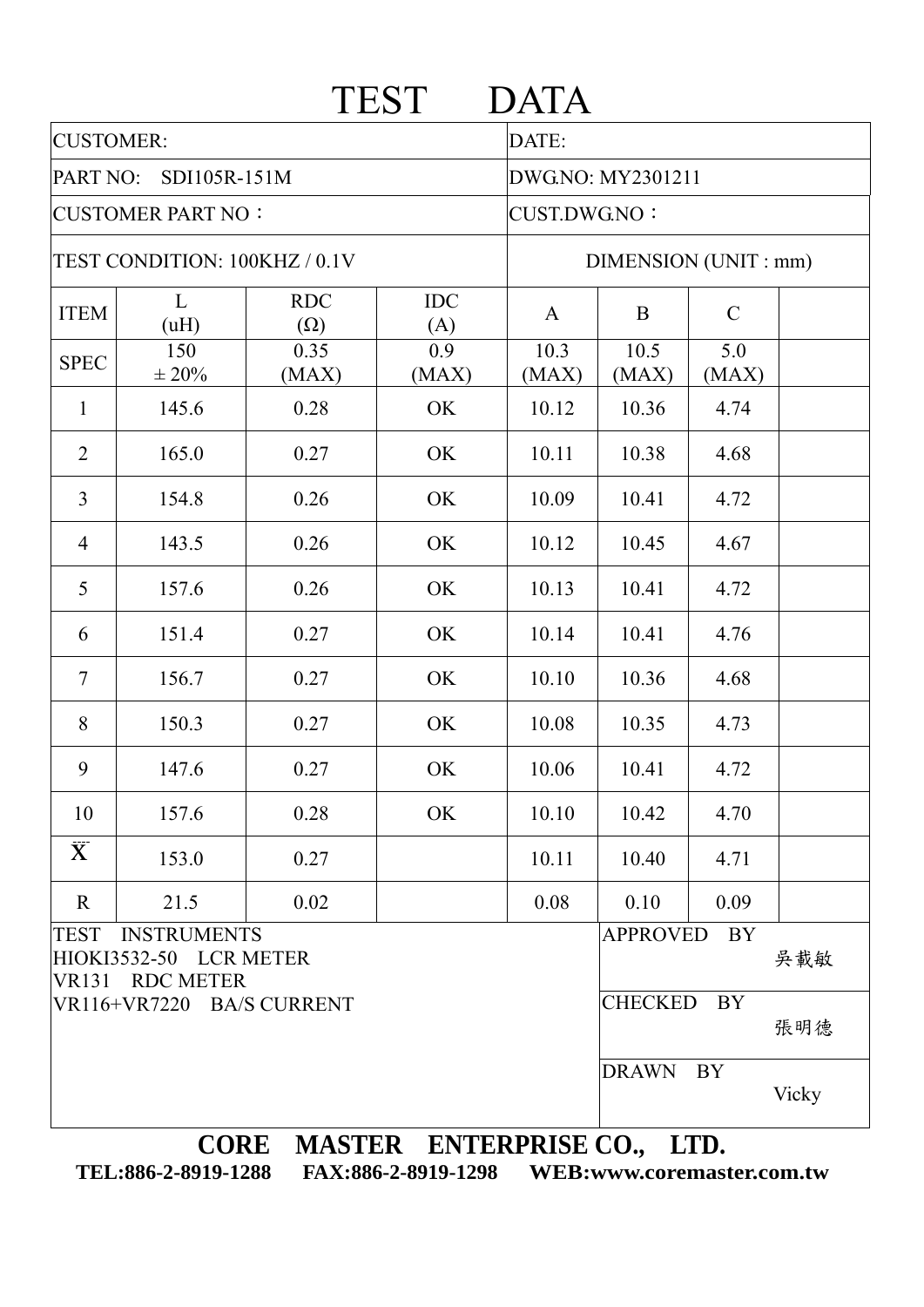# TEST DATA

| CUSTOMER: | | | | DATE: | | | |
|---|---|---|---|---|---|---|---|
| PART NO: SDI105R-151M | | | | DWG.NO: MY2301211 | | | |
| CUSTOMER PART NO： | | | | CUST.DWG.NO： | | | |
| TEST CONDITION: 100KHZ / 0.1V | | | | DIMENSION (UNIT : mm) | | | |
| ITEM | L (uH) | RDC (Ω) | IDC (A) | A | B | C | |
| SPEC | 150 ± 20% | 0.35 (MAX) | 0.9 (MAX) | 10.3 (MAX) | 10.5 (MAX) | 5.0 (MAX) | |
| 1 | 145.6 | 0.28 | OK | 10.12 | 10.36 | 4.74 | |
| 2 | 165.0 | 0.27 | OK | 10.11 | 10.38 | 4.68 | |
| 3 | 154.8 | 0.26 | OK | 10.09 | 10.41 | 4.72 | |
| 4 | 143.5 | 0.26 | OK | 10.12 | 10.45 | 4.67 | |
| 5 | 157.6 | 0.26 | OK | 10.13 | 10.41 | 4.72 | |
| 6 | 151.4 | 0.27 | OK | 10.14 | 10.41 | 4.76 | |
| 7 | 156.7 | 0.27 | OK | 10.10 | 10.36 | 4.68 | |
| 8 | 150.3 | 0.27 | OK | 10.08 | 10.35 | 4.73 | |
| 9 | 147.6 | 0.27 | OK | 10.06 | 10.41 | 4.72 | |
| 10 | 157.6 | 0.28 | OK | 10.10 | 10.42 | 4.70 | |
| $\bar{X}$ | 153.0 | 0.27 | | 10.11 | 10.40 | 4.71 | |
| R | 21.5 | 0.02 | | 0.08 | 0.10 | 0.09 | |

TEST INSTRUMENTS
HIOKI3532-50 LCR METER
VR131 RDC METER
VR116+VR7220 BA/S CURRENT

APPROVED BY 吳載敏

CHECKED BY 張明德

DRAWN BY Vicky

**CORE MASTER ENTERPRISE CO., LTD.**

**TEL:886-2-8919-1288 FAX:886-2-8919-1298 WEB:www.coremaster.com.tw**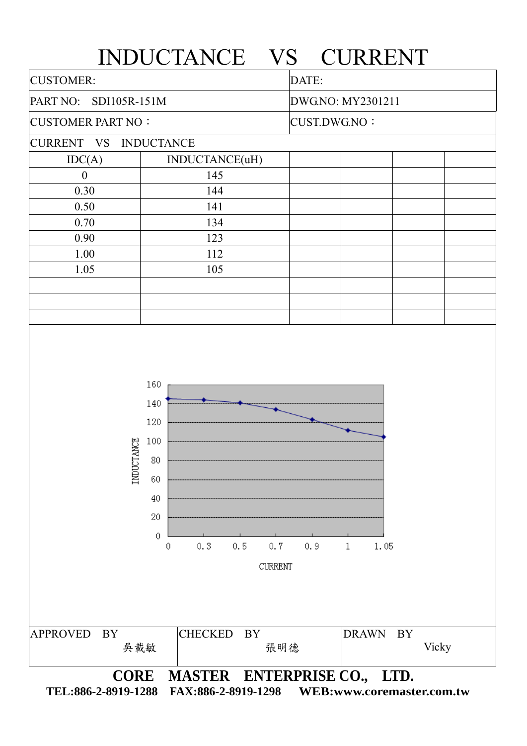# INDUCTANCE VS CURRENT

| | |
|---|---|
| CUSTOMER: | DATE: |
| PART NO: SDI105R-151M | DWG.NO: MY2301211 |
| CUSTOMER PART NO： | CUST.DWG.NO： |

CURRENT VS INDUCTANCE

| IDC(A) | INDUCTANCE(uH) | | | | |
|---|---|---|---|---|---|
| 0 | 145 | | | | |
| 0.30 | 144 | | | | |
| 0.50 | 141 | | | | |
| 0.70 | 134 | | | | |
| 0.90 | 123 | | | | |
| 1.00 | 112 | | | | |
| 1.05 | 105 | | | | |
| | | | | | |
| | | | | | |
| | | | | | |

INDUCTANCE

160
140
120
100
80
60
40
20
0

0 0.3 0.5 0.7 0.9 1 1.05

CURRENT

| | | |
|---|---|---|
| APPROVED BY 吳載敏 | CHECKED BY 張明德 | DRAWN BY Vicky |

**CORE MASTER ENTERPRISE CO., LTD.**

**TEL:886-2-8919-1288 FAX:886-2-8919-1298 WEB:www.coremaster.com.tw**